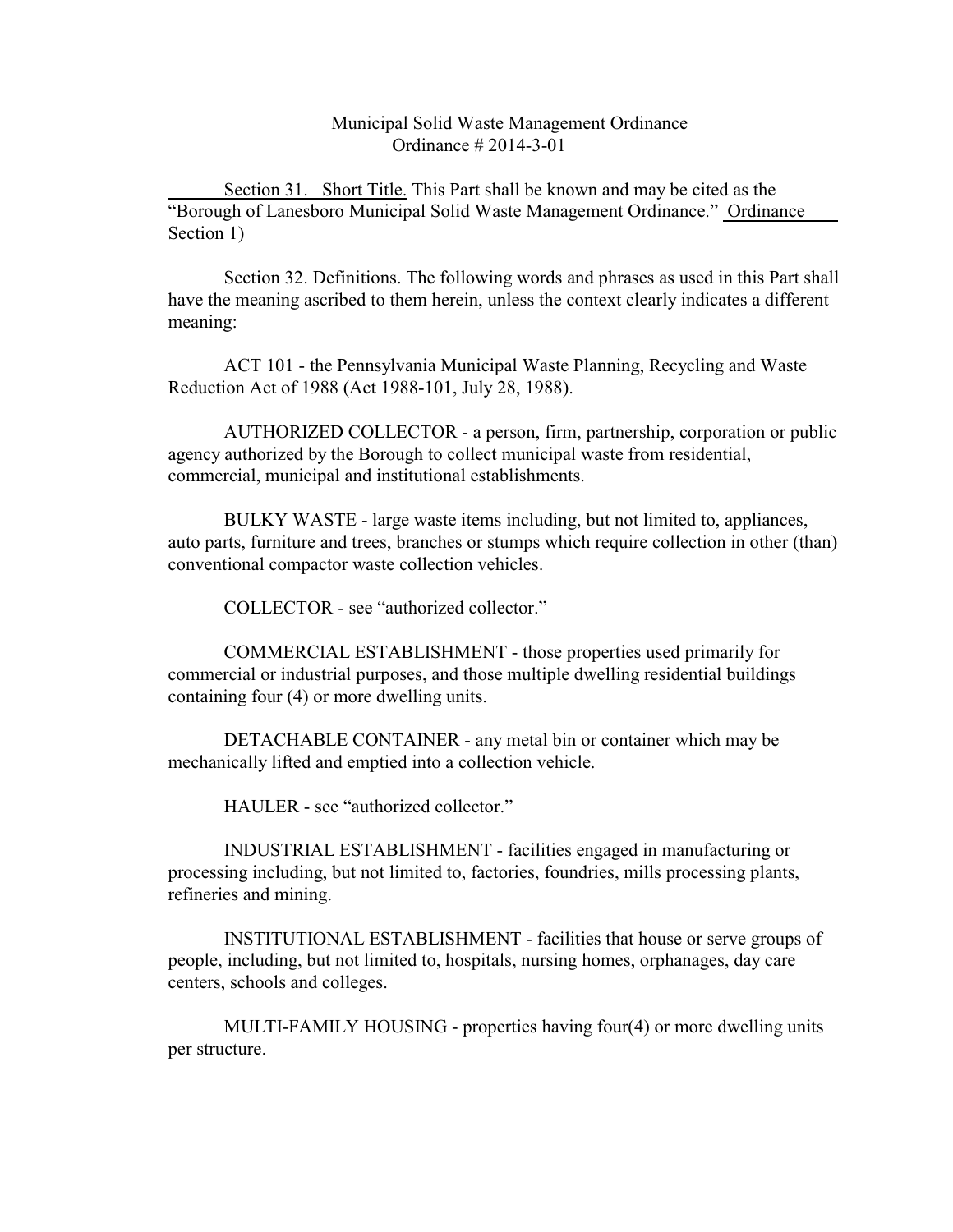Municipal Solid Waste Management Ordinance
Ordinance # 2014-3-01

Section 31. Short Title. This Part shall be known and may be cited as the "Borough of Lanesboro Municipal Solid Waste Management Ordinance." Ordinance Section 1)

Section 32. Definitions. The following words and phrases as used in this Part shall have the meaning ascribed to them herein, unless the context clearly indicates a different meaning:

ACT 101 - the Pennsylvania Municipal Waste Planning, Recycling and Waste Reduction Act of 1988 (Act 1988-101, July 28, 1988).

AUTHORIZED COLLECTOR - a person, firm, partnership, corporation or public agency authorized by the Borough to collect municipal waste from residential, commercial, municipal and institutional establishments.

BULKY WASTE - large waste items including, but not limited to, appliances, auto parts, furniture and trees, branches or stumps which require collection in other (than) conventional compactor waste collection vehicles.

COLLECTOR - see "authorized collector."

COMMERCIAL ESTABLISHMENT - those properties used primarily for commercial or industrial purposes, and those multiple dwelling residential buildings containing four (4) or more dwelling units.

DETACHABLE CONTAINER - any metal bin or container which may be mechanically lifted and emptied into a collection vehicle.

HAULER - see "authorized collector."

INDUSTRIAL ESTABLISHMENT - facilities engaged in manufacturing or processing including, but not limited to, factories, foundries, mills processing plants, refineries and mining.

INSTITUTIONAL ESTABLISHMENT - facilities that house or serve groups of people, including, but not limited to, hospitals, nursing homes, orphanages, day care centers, schools and colleges.

MULTI-FAMILY HOUSING - properties having four(4) or more dwelling units per structure.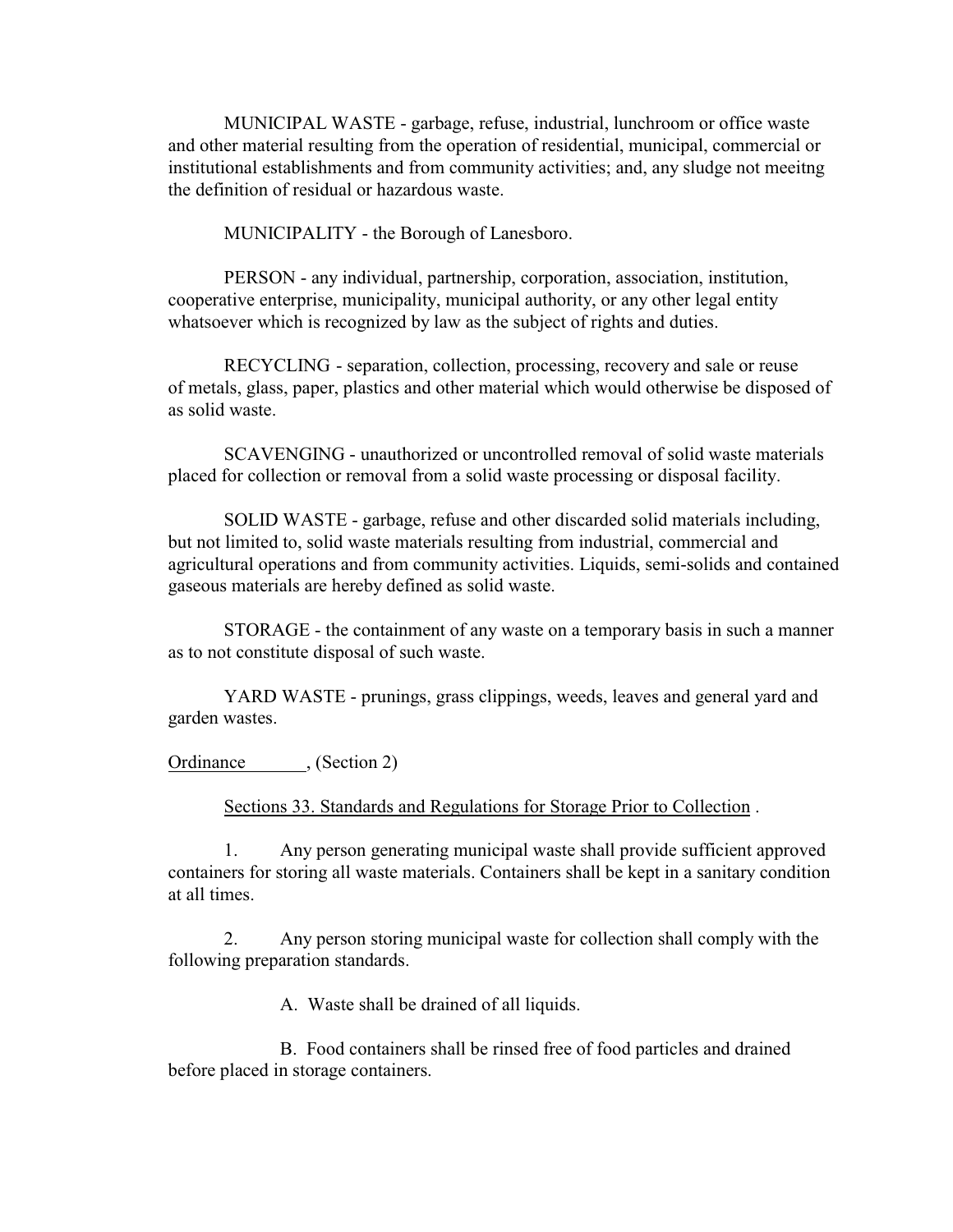MUNICIPAL WASTE - garbage, refuse, industrial, lunchroom or office waste and other material resulting from the operation of residential, municipal, commercial or institutional establishments and from community activities; and, any sludge not meeitng the definition of residual or hazardous waste.

MUNICIPALITY - the Borough of Lanesboro.

PERSON - any individual, partnership, corporation, association, institution, cooperative enterprise, municipality, municipal authority, or any other legal entity whatsoever which is recognized by law as the subject of rights and duties.

RECYCLING - separation, collection, processing, recovery and sale or reuse of metals, glass, paper, plastics and other material which would otherwise be disposed of as solid waste.

SCAVENGING - unauthorized or uncontrolled removal of solid waste materials placed for collection or removal from a solid waste processing or disposal facility.

SOLID WASTE - garbage, refuse and other discarded solid materials including, but not limited to, solid waste materials resulting from industrial, commercial and agricultural operations and from community activities. Liquids, semi-solids and contained gaseous materials are hereby defined as solid waste.

STORAGE - the containment of any waste on a temporary basis in such a manner as to not constitute disposal of such waste.

YARD WASTE - prunings, grass clippings, weeds, leaves and general yard and garden wastes.

Ordinance ______, (Section 2)

Sections 33. Standards and Regulations for Storage Prior to Collection .

1. Any person generating municipal waste shall provide sufficient approved containers for storing all waste materials. Containers shall be kept in a sanitary condition at all times.

2. Any person storing municipal waste for collection shall comply with the following preparation standards.

A. Waste shall be drained of all liquids.

B. Food containers shall be rinsed free of food particles and drained before placed in storage containers.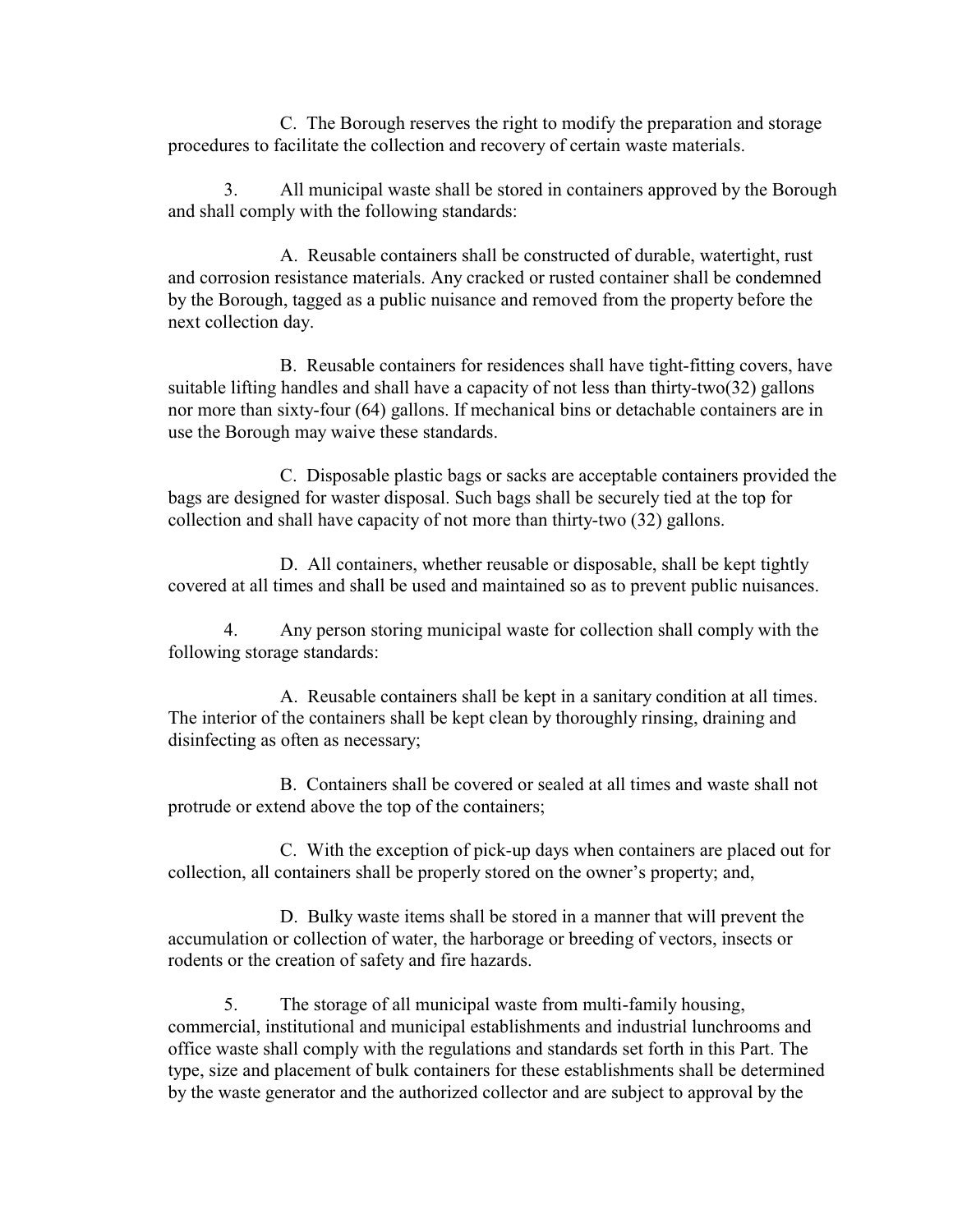C. The Borough reserves the right to modify the preparation and storage procedures to facilitate the collection and recovery of certain waste materials.

3. All municipal waste shall be stored in containers approved by the Borough and shall comply with the following standards:

A. Reusable containers shall be constructed of durable, watertight, rust and corrosion resistance materials. Any cracked or rusted container shall be condemned by the Borough, tagged as a public nuisance and removed from the property before the next collection day.

B. Reusable containers for residences shall have tight-fitting covers, have suitable lifting handles and shall have a capacity of not less than thirty-two(32) gallons nor more than sixty-four (64) gallons. If mechanical bins or detachable containers are in use the Borough may waive these standards.

C. Disposable plastic bags or sacks are acceptable containers provided the bags are designed for waster disposal. Such bags shall be securely tied at the top for collection and shall have capacity of not more than thirty-two (32) gallons.

D. All containers, whether reusable or disposable, shall be kept tightly covered at all times and shall be used and maintained so as to prevent public nuisances.

4. Any person storing municipal waste for collection shall comply with the following storage standards:

A. Reusable containers shall be kept in a sanitary condition at all times. The interior of the containers shall be kept clean by thoroughly rinsing, draining and disinfecting as often as necessary;

B. Containers shall be covered or sealed at all times and waste shall not protrude or extend above the top of the containers;

C. With the exception of pick-up days when containers are placed out for collection, all containers shall be properly stored on the owner's property; and,

D. Bulky waste items shall be stored in a manner that will prevent the accumulation or collection of water, the harborage or breeding of vectors, insects or rodents or the creation of safety and fire hazards.

5. The storage of all municipal waste from multi-family housing, commercial, institutional and municipal establishments and industrial lunchrooms and office waste shall comply with the regulations and standards set forth in this Part. The type, size and placement of bulk containers for these establishments shall be determined by the waste generator and the authorized collector and are subject to approval by the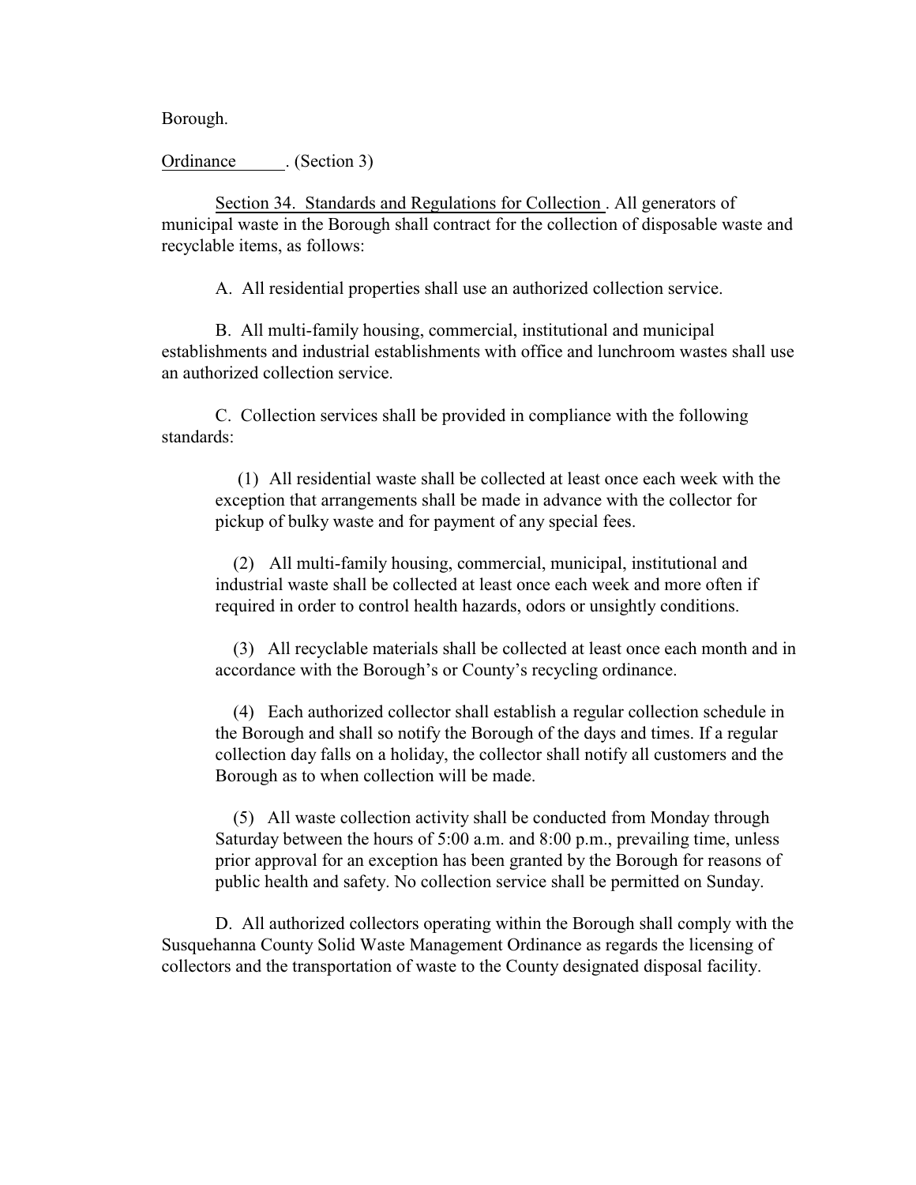Borough.

Ordinance ______. (Section 3)

Section 34. Standards and Regulations for Collection. All generators of municipal waste in the Borough shall contract for the collection of disposable waste and recyclable items, as follows:

A. All residential properties shall use an authorized collection service.

B. All multi-family housing, commercial, institutional and municipal establishments and industrial establishments with office and lunchroom wastes shall use an authorized collection service.

C. Collection services shall be provided in compliance with the following standards:

(1) All residential waste shall be collected at least once each week with the exception that arrangements shall be made in advance with the collector for pickup of bulky waste and for payment of any special fees.

(2) All multi-family housing, commercial, municipal, institutional and industrial waste shall be collected at least once each week and more often if required in order to control health hazards, odors or unsightly conditions.

(3) All recyclable materials shall be collected at least once each month and in accordance with the Borough's or County's recycling ordinance.

(4) Each authorized collector shall establish a regular collection schedule in the Borough and shall so notify the Borough of the days and times. If a regular collection day falls on a holiday, the collector shall notify all customers and the Borough as to when collection will be made.

(5) All waste collection activity shall be conducted from Monday through Saturday between the hours of 5:00 a.m. and 8:00 p.m., prevailing time, unless prior approval for an exception has been granted by the Borough for reasons of public health and safety. No collection service shall be permitted on Sunday.

D. All authorized collectors operating within the Borough shall comply with the Susquehanna County Solid Waste Management Ordinance as regards the licensing of collectors and the transportation of waste to the County designated disposal facility.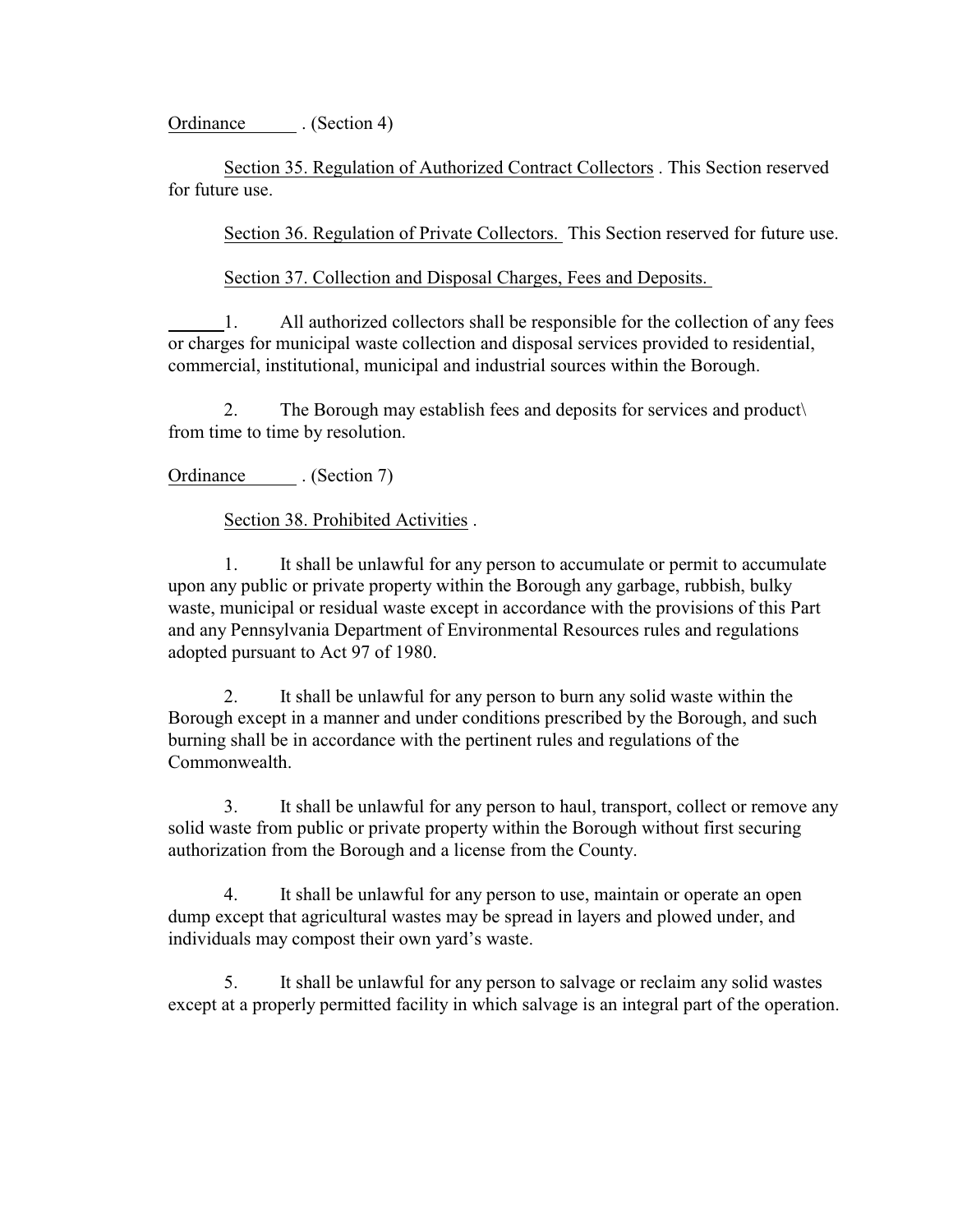Ordinance \_\_\_\_\_\_ . (Section 4)

Section 35. Regulation of Authorized Contract Collectors . This Section reserved for future use.

Section 36. Regulation of Private Collectors. This Section reserved for future use.

Section 37. Collection and Disposal Charges, Fees and Deposits.

1. All authorized collectors shall be responsible for the collection of any fees or charges for municipal waste collection and disposal services provided to residential, commercial, institutional, municipal and industrial sources within the Borough.

2. The Borough may establish fees and deposits for services and product\ from time to time by resolution.

Ordinance \_\_\_\_\_\_ . (Section 7)

Section 38. Prohibited Activities .

1. It shall be unlawful for any person to accumulate or permit to accumulate upon any public or private property within the Borough any garbage, rubbish, bulky waste, municipal or residual waste except in accordance with the provisions of this Part and any Pennsylvania Department of Environmental Resources rules and regulations adopted pursuant to Act 97 of 1980.

2. It shall be unlawful for any person to burn any solid waste within the Borough except in a manner and under conditions prescribed by the Borough, and such burning shall be in accordance with the pertinent rules and regulations of the Commonwealth.

3. It shall be unlawful for any person to haul, transport, collect or remove any solid waste from public or private property within the Borough without first securing authorization from the Borough and a license from the County.

4. It shall be unlawful for any person to use, maintain or operate an open dump except that agricultural wastes may be spread in layers and plowed under, and individuals may compost their own yard's waste.

5. It shall be unlawful for any person to salvage or reclaim any solid wastes except at a properly permitted facility in which salvage is an integral part of the operation.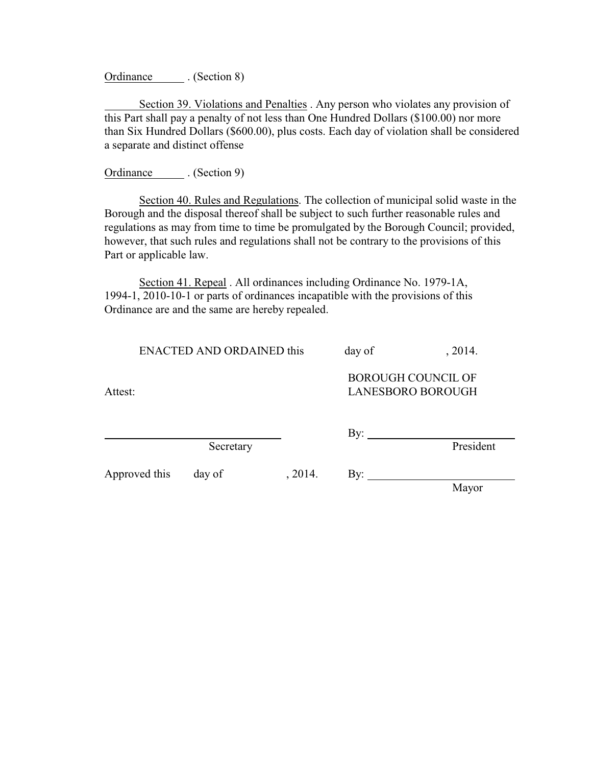Ordinance ______ . (Section 8)

Section 39. Violations and Penalties . Any person who violates any provision of this Part shall pay a penalty of not less than One Hundred Dollars ($100.00) nor more than Six Hundred Dollars ($600.00), plus costs. Each day of violation shall be considered a separate and distinct offense

Ordinance ______ . (Section 9)

Section 40. Rules and Regulations. The collection of municipal solid waste in the Borough and the disposal thereof shall be subject to such further reasonable rules and regulations as may from time to time be promulgated by the Borough Council; provided, however, that such rules and regulations shall not be contrary to the provisions of this Part or applicable law.

Section 41. Repeal . All ordinances including Ordinance No. 1979-1A, 1994-1, 2010-10-1 or parts of ordinances incapatible with the provisions of this Ordinance are and the same are hereby repealed.

ENACTED AND ORDAINED this ______ day of ______________, 2014.

Attest:

BOROUGH COUNCIL OF
LANESBORO BOROUGH

______________________________
Secretary

By: ______________________________
President

Approved this ______ day of ______________, 2014.

By: ______________________________
Mayor